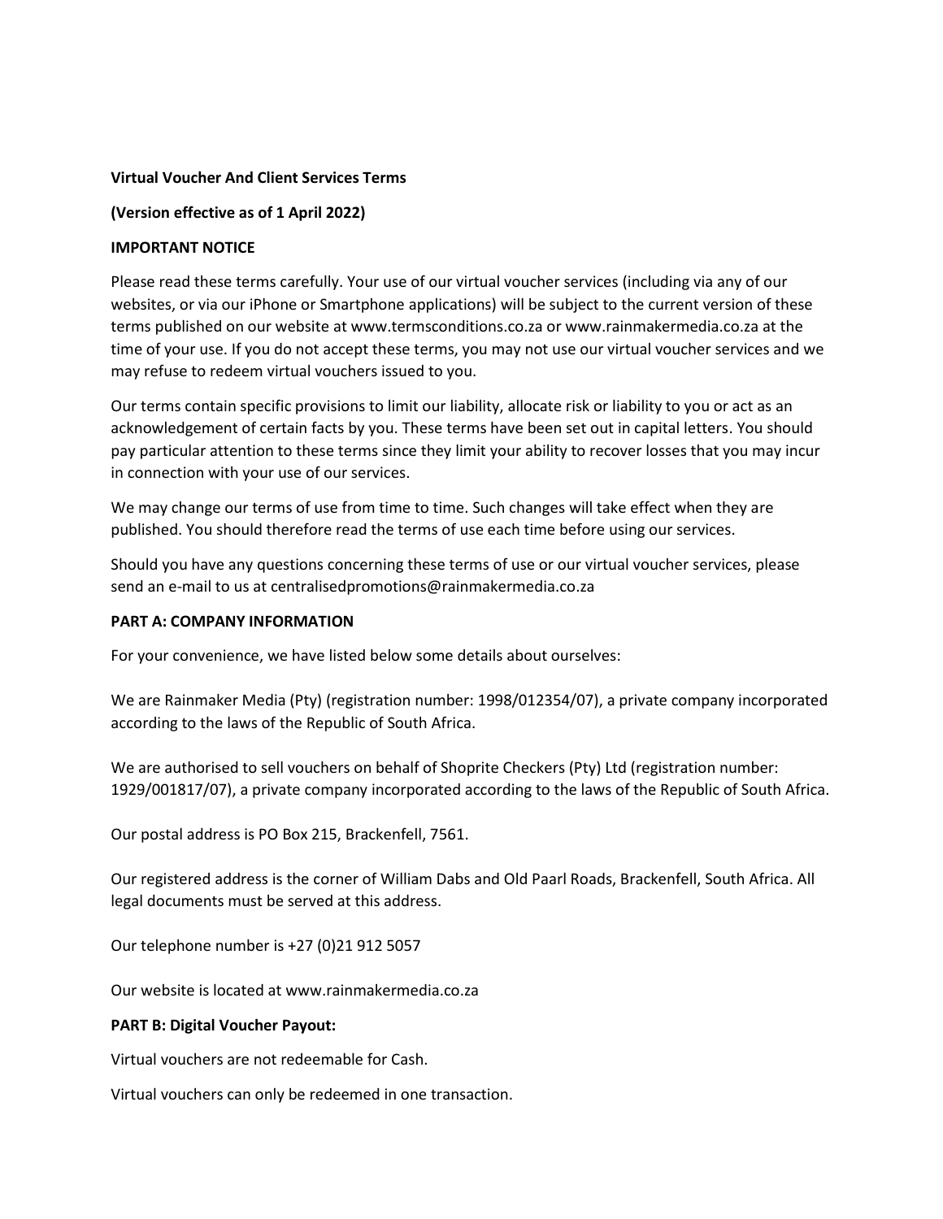**Virtual Voucher And Client Services Terms**

**(Version effective as of 1 April 2022)**

**IMPORTANT NOTICE**

Please read these terms carefully. Your use of our virtual voucher services (including via any of our websites, or via our iPhone or Smartphone applications) will be subject to the current version of these terms published on our website at www.termsconditions.co.za or www.rainmakermedia.co.za at the time of your use. If you do not accept these terms, you may not use our virtual voucher services and we may refuse to redeem virtual vouchers issued to you.

Our terms contain specific provisions to limit our liability, allocate risk or liability to you or act as an acknowledgement of certain facts by you. These terms have been set out in capital letters. You should pay particular attention to these terms since they limit your ability to recover losses that you may incur in connection with your use of our services.

We may change our terms of use from time to time. Such changes will take effect when they are published. You should therefore read the terms of use each time before using our services.

Should you have any questions concerning these terms of use or our virtual voucher services, please send an e-mail to us at centralisedpromotions@rainmakermedia.co.za

**PART A: COMPANY INFORMATION**

For your convenience, we have listed below some details about ourselves:

We are Rainmaker Media (Pty) (registration number: 1998/012354/07), a private company incorporated according to the laws of the Republic of South Africa.

We are authorised to sell vouchers on behalf of Shoprite Checkers (Pty) Ltd (registration number: 1929/001817/07), a private company incorporated according to the laws of the Republic of South Africa.

Our postal address is PO Box 215, Brackenfell, 7561.

Our registered address is the corner of William Dabs and Old Paarl Roads, Brackenfell, South Africa. All legal documents must be served at this address.

Our telephone number is +27 (0)21 912 5057

Our website is located at www.rainmakermedia.co.za

**PART B: Digital Voucher Payout:**

Virtual vouchers are not redeemable for Cash.

Virtual vouchers can only be redeemed in one transaction.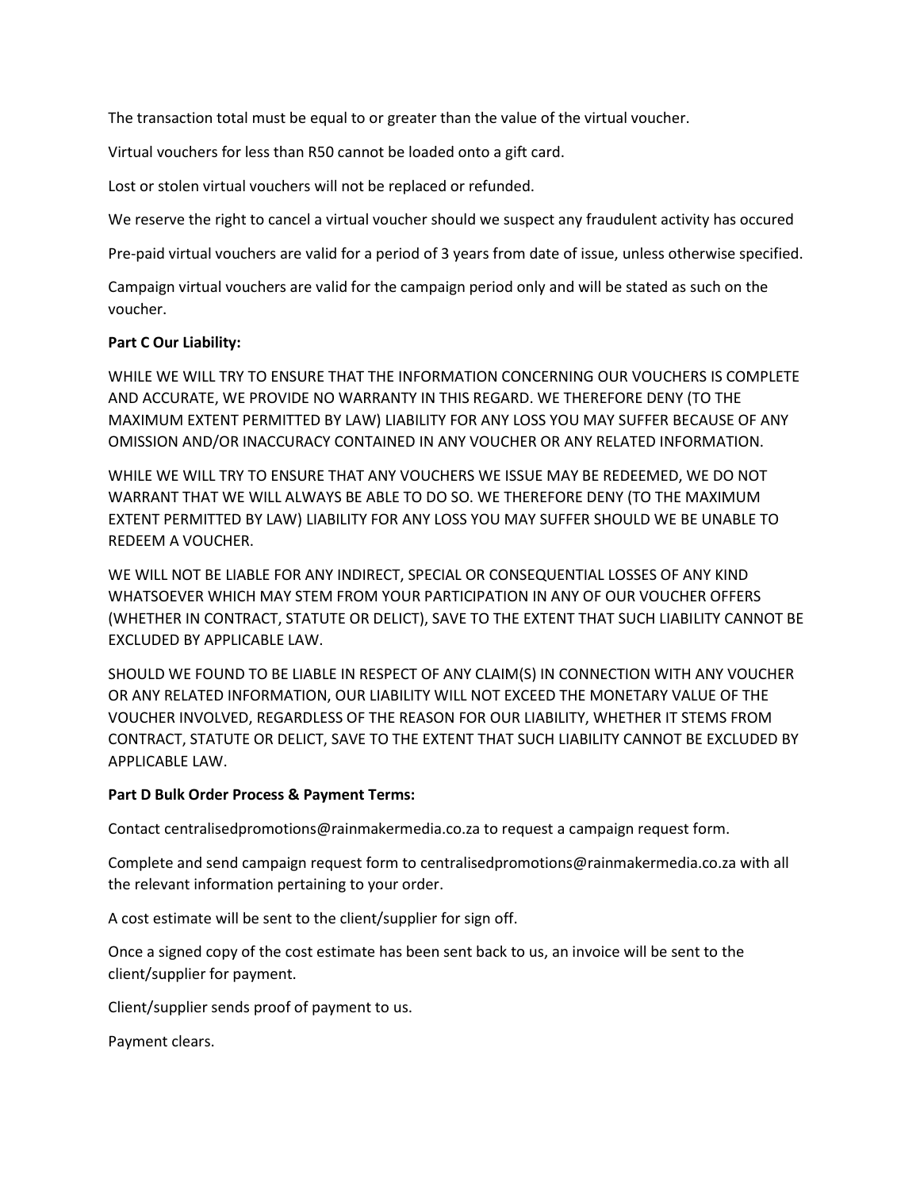The transaction total must be equal to or greater than the value of the virtual voucher.

Virtual vouchers for less than R50 cannot be loaded onto a gift card.

Lost or stolen virtual vouchers will not be replaced or refunded.

We reserve the right to cancel a virtual voucher should we suspect any fraudulent activity has occured

Pre-paid virtual vouchers are valid for a period of 3 years from date of issue, unless otherwise specified.

Campaign virtual vouchers are valid for the campaign period only and will be stated as such on the voucher.

**Part C Our Liability:**

WHILE WE WILL TRY TO ENSURE THAT THE INFORMATION CONCERNING OUR VOUCHERS IS COMPLETE AND ACCURATE, WE PROVIDE NO WARRANTY IN THIS REGARD. WE THEREFORE DENY (TO THE MAXIMUM EXTENT PERMITTED BY LAW) LIABILITY FOR ANY LOSS YOU MAY SUFFER BECAUSE OF ANY OMISSION AND/OR INACCURACY CONTAINED IN ANY VOUCHER OR ANY RELATED INFORMATION.

WHILE WE WILL TRY TO ENSURE THAT ANY VOUCHERS WE ISSUE MAY BE REDEEMED, WE DO NOT WARRANT THAT WE WILL ALWAYS BE ABLE TO DO SO. WE THEREFORE DENY (TO THE MAXIMUM EXTENT PERMITTED BY LAW) LIABILITY FOR ANY LOSS YOU MAY SUFFER SHOULD WE BE UNABLE TO REDEEM A VOUCHER.

WE WILL NOT BE LIABLE FOR ANY INDIRECT, SPECIAL OR CONSEQUENTIAL LOSSES OF ANY KIND WHATSOEVER WHICH MAY STEM FROM YOUR PARTICIPATION IN ANY OF OUR VOUCHER OFFERS (WHETHER IN CONTRACT, STATUTE OR DELICT), SAVE TO THE EXTENT THAT SUCH LIABILITY CANNOT BE EXCLUDED BY APPLICABLE LAW.

SHOULD WE FOUND TO BE LIABLE IN RESPECT OF ANY CLAIM(S) IN CONNECTION WITH ANY VOUCHER OR ANY RELATED INFORMATION, OUR LIABILITY WILL NOT EXCEED THE MONETARY VALUE OF THE VOUCHER INVOLVED, REGARDLESS OF THE REASON FOR OUR LIABILITY, WHETHER IT STEMS FROM CONTRACT, STATUTE OR DELICT, SAVE TO THE EXTENT THAT SUCH LIABILITY CANNOT BE EXCLUDED BY APPLICABLE LAW.

**Part D Bulk Order Process & Payment Terms:**

Contact centralisedpromotions@rainmakermedia.co.za to request a campaign request form.

Complete and send campaign request form to centralisedpromotions@rainmakermedia.co.za with all the relevant information pertaining to your order.

A cost estimate will be sent to the client/supplier for sign off.

Once a signed copy of the cost estimate has been sent back to us, an invoice will be sent to the client/supplier for payment.

Client/supplier sends proof of payment to us.

Payment clears.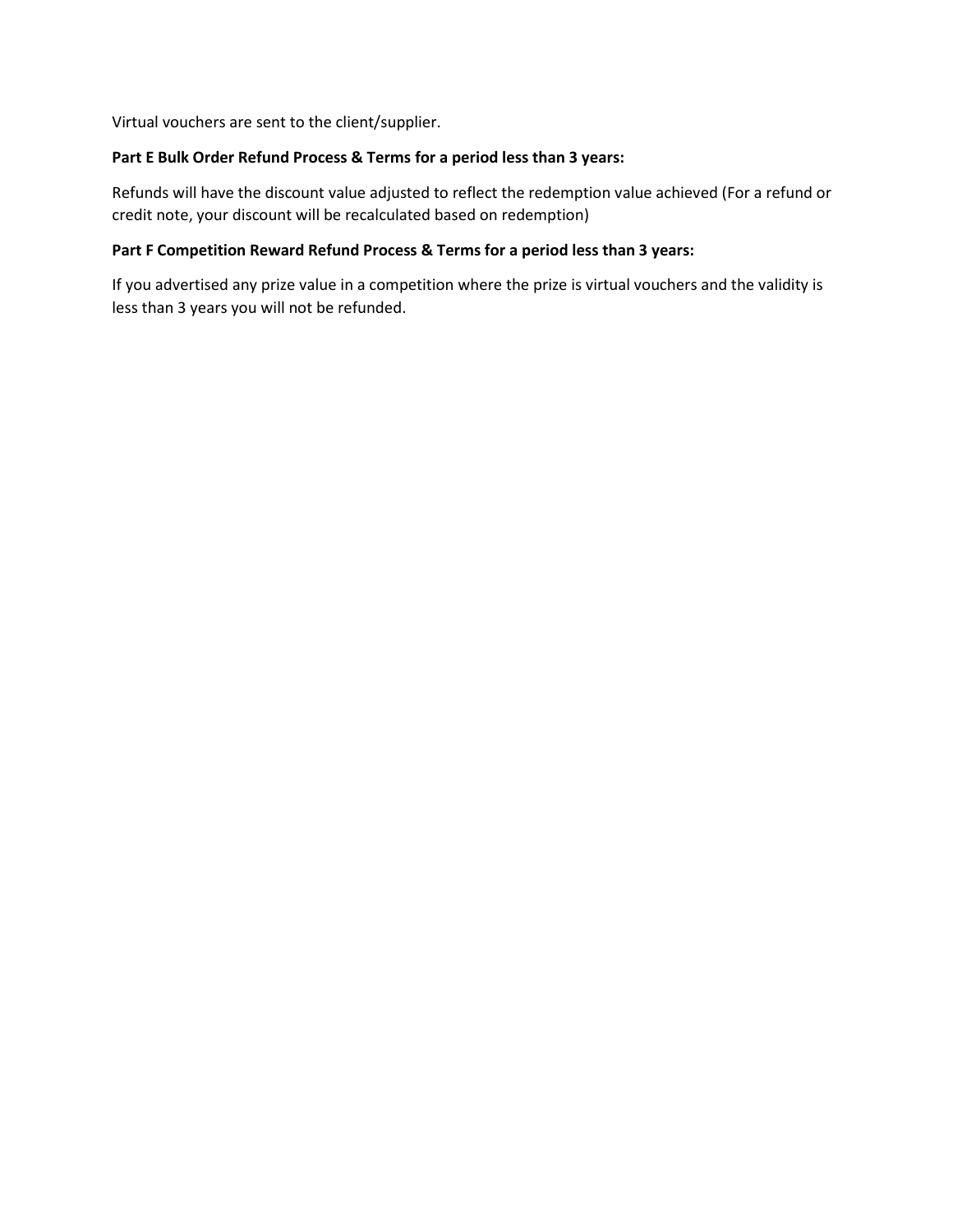Virtual vouchers are sent to the client/supplier.

**Part E Bulk Order Refund Process & Terms for a period less than 3 years:**

Refunds will have the discount value adjusted to reflect the redemption value achieved (For a refund or credit note, your discount will be recalculated based on redemption)

**Part F Competition Reward Refund Process & Terms for a period less than 3 years:**

If you advertised any prize value in a competition where the prize is virtual vouchers and the validity is less than 3 years you will not be refunded.